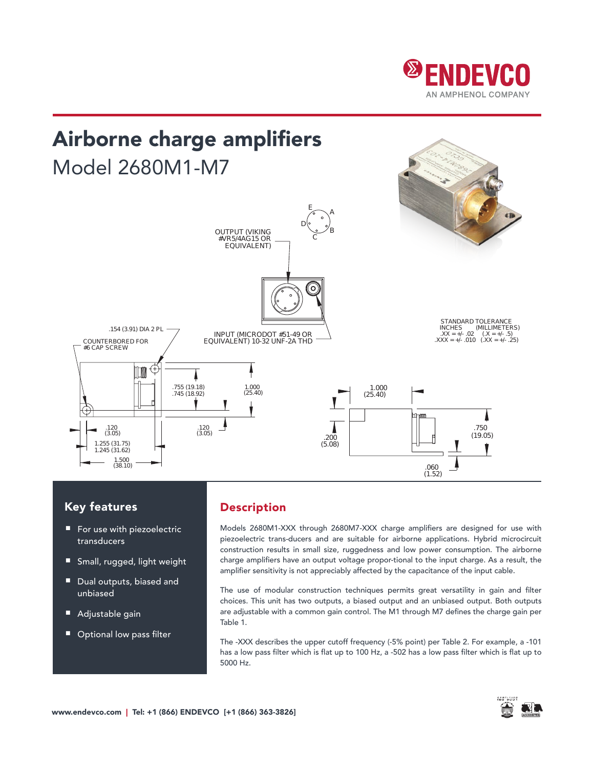# Airborne charge amplifiers

## Model 2680M1-M7

OUTPUT (VIKING #VR5/4AG15 OR EQUIVALENT)

E A D B C

INPUT (MICRODOT #51-49 OR EQUIVALENT) 10-32 UNF-2A THD

.154 (3.91) DIA 2 PL

COUNTERBORED FOR #6 CAP SCREW

STANDARD TOLERANCE
INCHES (MILLIMETERS)
.XX = +/- .02 (.X = +/- .5)
.XXX = +/- .010 (.XX = +/- .25)

.755 (19.18)
.745 (18.92)

1.000 (25.40)

.120 (3.05)

.120 (3.05)

1.255 (31.75)
1.245 (31.62)

1.500 (38.10)

1.000 (25.40)

.200 (5.08)

.750 (19.05)

.060 (1.52)

## Key features

- For use with piezoelectric transducers
- Small, rugged, light weight
- Dual outputs, biased and unbiased
- Adjustable gain
- Optional low pass filter

## Description

Models 2680M1-XXX through 2680M7-XXX charge amplifiers are designed for use with piezoelectric trans-ducers and are suitable for airborne applications. Hybrid microcircuit construction results in small size, ruggedness and low power consumption. The airborne charge amplifiers have an output voltage propor-tional to the input charge. As a result, the amplifier sensitivity is not appreciably affected by the capacitance of the input cable.

The use of modular construction techniques permits great versatility in gain and filter choices. This unit has two outputs, a biased output and an unbiased output. Both outputs are adjustable with a common gain control. The M1 through M7 defines the charge gain per Table 1.

The -XXX describes the upper cutoff frequency (-5% point) per Table 2. For example, a -101 has a low pass filter which is flat up to 100 Hz, a -502 has a low pass filter which is flat up to 5000 Hz.

www.endevco.com | Tel: +1 (866) ENDEVCO [+1 (866) 363-3826]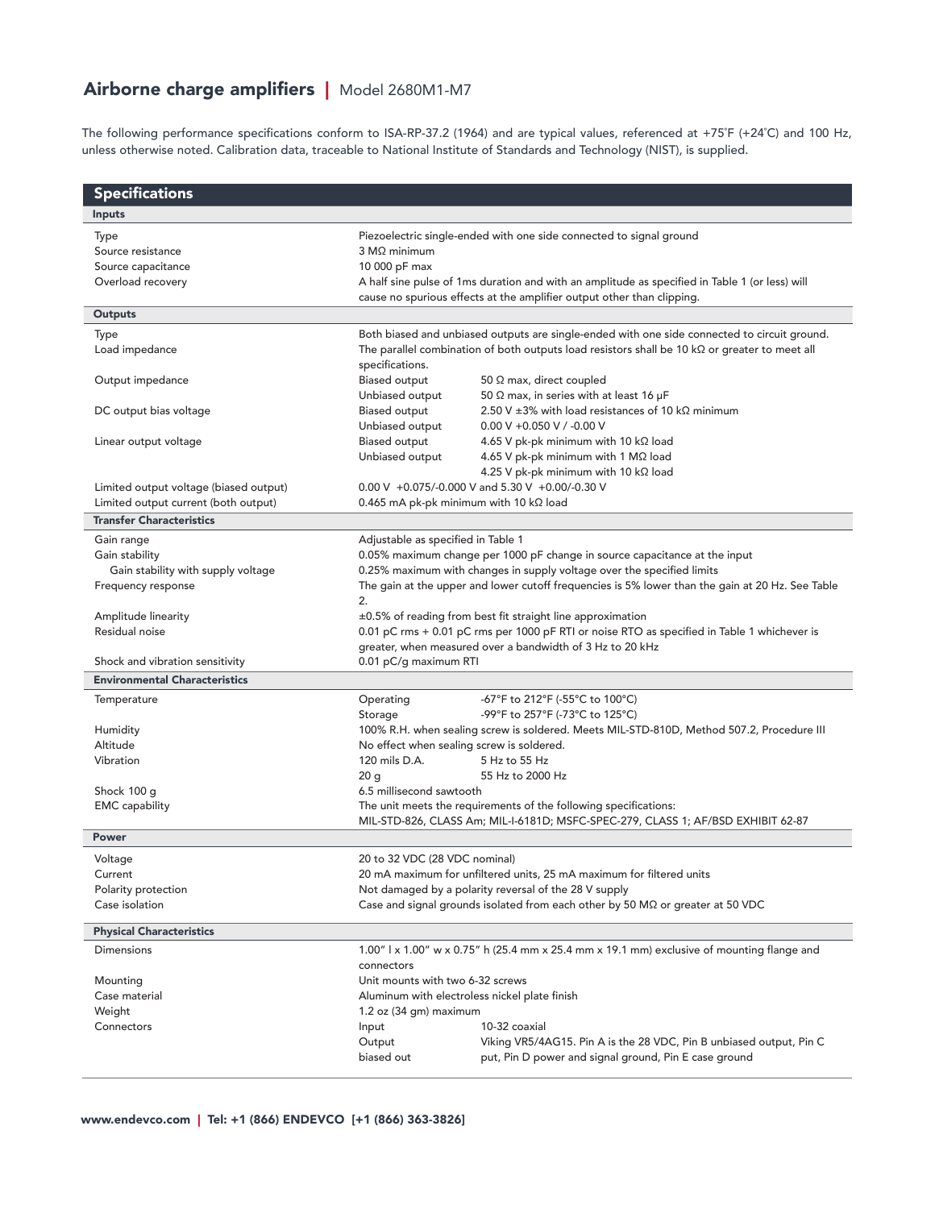# Airborne charge amplifiers | Model 2680M1-M7

The following performance specifications conform to ISA-RP-37.2 (1964) and are typical values, referenced at +75˚F (+24˚C) and 100 Hz, unless otherwise noted. Calibration data, traceable to National Institute of Standards and Technology (NIST), is supplied.

## Specifications

| | | |
|---|---|---|
| **Inputs** | | |
| Type | Piezoelectric single-ended with one side connected to signal ground | |
| Source resistance | 3 MΩ minimum | |
| Source capacitance | 10 000 pF max | |
| Overload recovery | A half sine pulse of 1ms duration and with an amplitude as specified in Table 1 (or less) will cause no spurious effects at the amplifier output other than clipping. | |
| **Outputs** | | |
| Type | Both biased and unbiased outputs are single-ended with one side connected to circuit ground. | |
| Load impedance | The parallel combination of both outputs load resistors shall be 10 kΩ or greater to meet all specifications. | |
| Output impedance | Biased output | 50 Ω max, direct coupled |
| | Unbiased output | 50 Ω max, in series with at least 16 µF |
| DC output bias voltage | Biased output | 2.50 V ±3% with load resistances of 10 kΩ minimum |
| | Unbiased output | 0.00 V +0.050 V / -0.00 V |
| Linear output voltage | Biased output | 4.65 V pk-pk minimum with 10 kΩ load |
| | Unbiased output | 4.65 V pk-pk minimum with 1 MΩ load |
| | | 4.25 V pk-pk minimum with 10 kΩ load |
| Limited output voltage (biased output) | 0.00 V +0.075/-0.000 V and 5.30 V +0.00/-0.30 V | |
| Limited output current (both output) | 0.465 mA pk-pk minimum with 10 kΩ load | |
| **Transfer Characteristics** | | |
| Gain range | Adjustable as specified in Table 1 | |
| Gain stability | 0.05% maximum change per 1000 pF change in source capacitance at the input | |
| Gain stability with supply voltage | 0.25% maximum with changes in supply voltage over the specified limits | |
| Frequency response | The gain at the upper and lower cutoff frequencies is 5% lower than the gain at 20 Hz. See Table 2. | |
| Amplitude linearity | ±0.5% of reading from best fit straight line approximation | |
| Residual noise | 0.01 pC rms + 0.01 pC rms per 1000 pF RTI or noise RTO as specified in Table 1 whichever is greater, when measured over a bandwidth of 3 Hz to 20 kHz | |
| Shock and vibration sensitivity | 0.01 pC/g maximum RTI | |
| **Environmental Characteristics** | | |
| Temperature | Operating | -67°F to 212°F (-55°C to 100°C) |
| | Storage | -99°F to 257°F (-73°C to 125°C) |
| Humidity | 100% R.H. when sealing screw is soldered. Meets MIL-STD-810D, Method 507.2, Procedure III | |
| Altitude | No effect when sealing screw is soldered. | |
| Vibration | 120 mils D.A. | 5 Hz to 55 Hz |
| | 20 g | 55 Hz to 2000 Hz |
| Shock 100 g | 6.5 millisecond sawtooth | |
| EMC capability | The unit meets the requirements of the following specifications: MIL-STD-826, CLASS Am; MIL-I-6181D; MSFC-SPEC-279, CLASS 1; AF/BSD EXHIBIT 62-87 | |
| **Power** | | |
| Voltage | 20 to 32 VDC (28 VDC nominal) | |
| Current | 20 mA maximum for unfiltered units, 25 mA maximum for filtered units | |
| Polarity protection | Not damaged by a polarity reversal of the 28 V supply | |
| Case isolation | Case and signal grounds isolated from each other by 50 MΩ or greater at 50 VDC | |
| **Physical Characteristics** | | |
| Dimensions | 1.00" l x 1.00" w x 0.75" h (25.4 mm x 25.4 mm x 19.1 mm) exclusive of mounting flange and connectors | |
| Mounting | Unit mounts with two 6-32 screws | |
| Case material | Aluminum with electroless nickel plate finish | |
| Weight | 1.2 oz (34 gm) maximum | |
| Connectors | Input | 10-32 coaxial |
| | Output biased out | Viking VR5/4AG15. Pin A is the 28 VDC, Pin B unbiased output, Pin C put, Pin D power and signal ground, Pin E case ground |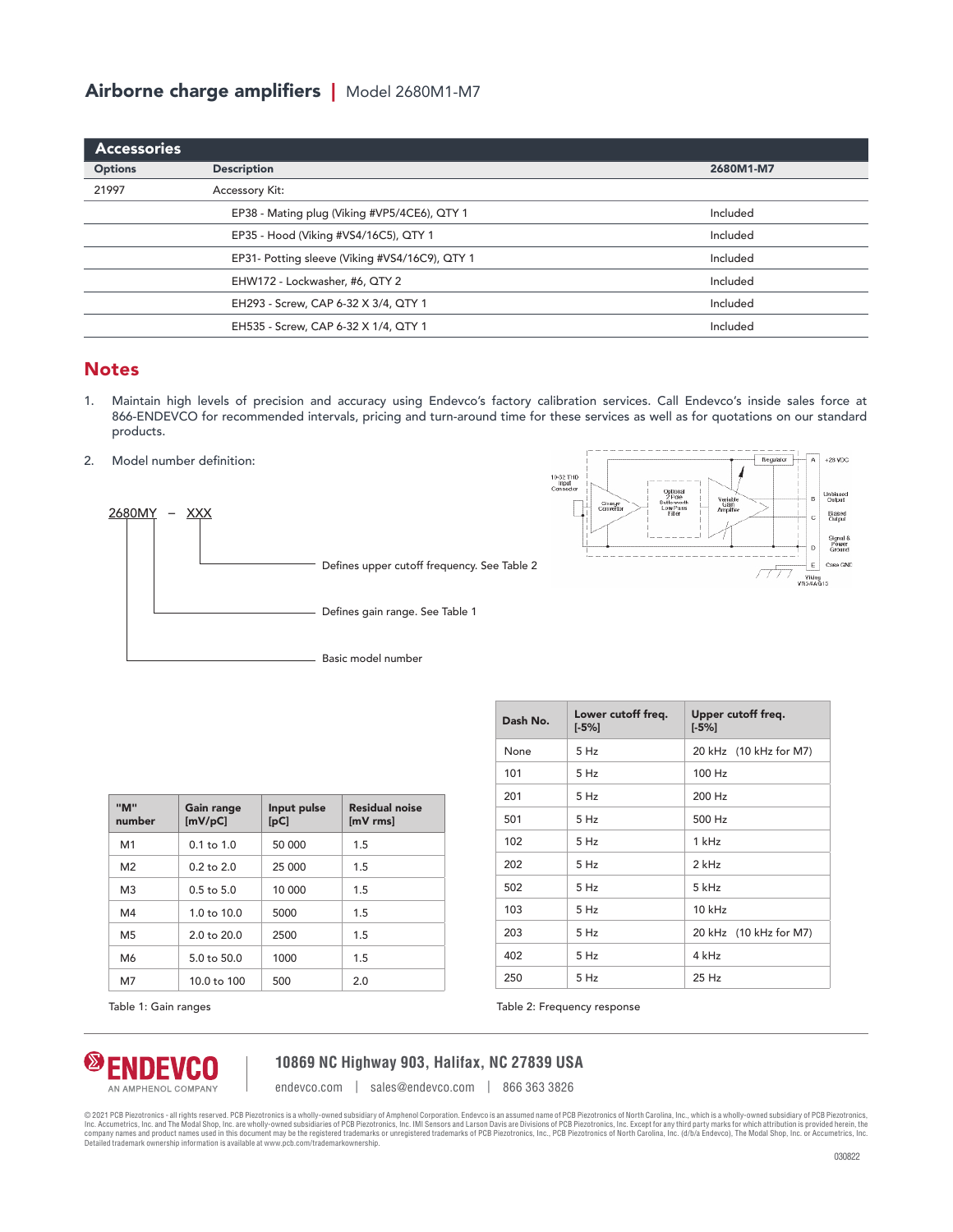## Airborne charge amplifiers | Model 2680M1-M7

### Accessories

| Options | Description | 2680M1-M7 |
|---|---|---|
| 21997 | Accessory Kit: | |
| | EP38 - Mating plug (Viking #VP5/4CE6), QTY 1 | Included |
| | EP35 - Hood (Viking #VS4/16C5), QTY 1 | Included |
| | EP31- Potting sleeve (Viking #VS4/16C9), QTY 1 | Included |
| | EHW172 - Lockwasher, #6, QTY 2 | Included |
| | EH293 - Screw, CAP 6-32 X 3/4, QTY 1 | Included |
| | EH535 - Screw, CAP 6-32 X 1/4, QTY 1 | Included |

## Notes

1. Maintain high levels of precision and accuracy using Endevco's factory calibration services. Call Endevco's inside sales force at 866-ENDEVCO for recommended intervals, pricing and turn-around time for these services as well as for quotations on our standard products.

2. Model number definition:

2680MY – XXX

- XXX: Defines upper cutoff frequency. See Table 2
- Y: Defines gain range. See Table 1
- 2680M: Basic model number

10-32 THD Input Connector
Charge Converter
Optional 2 Pole Butterworth Low Pass Filter
Variable Gain Amplifier
Regulator
A +28 VDC
B Unbiased Output
C Biased Output
D Signal & Power Ground
E Case GND
Viking VR5/4AG15

| "M" number | Gain range [mV/pC] | Input pulse [pC] | Residual noise [mV rms] |
|---|---|---|---|
| M1 | 0.1 to 1.0 | 50 000 | 1.5 |
| M2 | 0.2 to 2.0 | 25 000 | 1.5 |
| M3 | 0.5 to 5.0 | 10 000 | 1.5 |
| M4 | 1.0 to 10.0 | 5000 | 1.5 |
| M5 | 2.0 to 20.0 | 2500 | 1.5 |
| M6 | 5.0 to 50.0 | 1000 | 1.5 |
| M7 | 10.0 to 100 | 500 | 2.0 |

Table 1: Gain ranges

| Dash No. | Lower cutoff freq. [-5%] | Upper cutoff freq. [-5%] |
|---|---|---|
| None | 5 Hz | 20 kHz (10 kHz for M7) |
| 101 | 5 Hz | 100 Hz |
| 201 | 5 Hz | 200 Hz |
| 501 | 5 Hz | 500 Hz |
| 102 | 5 Hz | 1 kHz |
| 202 | 5 Hz | 2 kHz |
| 502 | 5 Hz | 5 kHz |
| 103 | 5 Hz | 10 kHz |
| 203 | 5 Hz | 20 kHz (10 kHz for M7) |
| 402 | 5 Hz | 4 kHz |
| 250 | 5 Hz | 25 Hz |

Table 2: Frequency response

ENDEVCO AN AMPHENOL COMPANY

**10869 NC Highway 903, Halifax, NC 27839 USA**

endevco.com | sales@endevco.com | 866 363 3826

© 2021 PCB Piezotronics - all rights reserved. PCB Piezotronics is a wholly-owned subsidiary of Amphenol Corporation. Endevco is an assumed name of PCB Piezotronics of North Carolina, Inc., which is a wholly-owned subsidiary of PCB Piezotronics, Inc. Accumetrics, Inc. and The Modal Shop, Inc. are wholly-owned subsidiaries of PCB Piezotronics, Inc. IMI Sensors and Larson Davis are Divisions of PCB Piezotronics, Inc. Except for any third party marks for which attribution is provided herein, the company names and product names used in this document may be the registered trademarks or unregistered trademarks of PCB Piezotronics, Inc., PCB Piezotronics of North Carolina, Inc. (d/b/a Endevco), The Modal Shop, Inc. or Accumetrics, Inc. Detailed trademark ownership information is available at www.pcb.com/trademarkownership.

030822